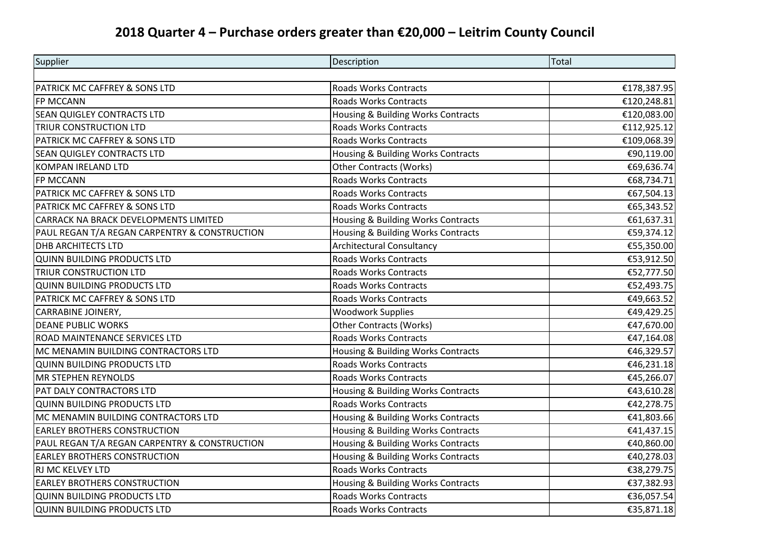# 2018 Quarter 4 – Purchase orders greater than €20,000 – Leitrim County Council

| Supplier | Description | Total |
|---|---|---|
| | | |
| PATRICK MC CAFFREY & SONS LTD | Roads Works Contracts | €178,387.95 |
| FP MCCANN | Roads Works Contracts | €120,248.81 |
| SEAN QUIGLEY CONTRACTS LTD | Housing & Building Works Contracts | €120,083.00 |
| TRIUR CONSTRUCTION LTD | Roads Works Contracts | €112,925.12 |
| PATRICK MC CAFFREY & SONS LTD | Roads Works Contracts | €109,068.39 |
| SEAN QUIGLEY CONTRACTS LTD | Housing & Building Works Contracts | €90,119.00 |
| KOMPAN IRELAND LTD | Other Contracts (Works) | €69,636.74 |
| FP MCCANN | Roads Works Contracts | €68,734.71 |
| PATRICK MC CAFFREY & SONS LTD | Roads Works Contracts | €67,504.13 |
| PATRICK MC CAFFREY & SONS LTD | Roads Works Contracts | €65,343.52 |
| CARRACK NA BRACK DEVELOPMENTS LIMITED | Housing & Building Works Contracts | €61,637.31 |
| PAUL REGAN T/A REGAN CARPENTRY & CONSTRUCTION | Housing & Building Works Contracts | €59,374.12 |
| DHB ARCHITECTS LTD | Architectural Consultancy | €55,350.00 |
| QUINN BUILDING PRODUCTS LTD | Roads Works Contracts | €53,912.50 |
| TRIUR CONSTRUCTION LTD | Roads Works Contracts | €52,777.50 |
| QUINN BUILDING PRODUCTS LTD | Roads Works Contracts | €52,493.75 |
| PATRICK MC CAFFREY & SONS LTD | Roads Works Contracts | €49,663.52 |
| CARRABINE JOINERY, | Woodwork Supplies | €49,429.25 |
| DEANE PUBLIC WORKS | Other Contracts (Works) | €47,670.00 |
| ROAD MAINTENANCE SERVICES LTD | Roads Works Contracts | €47,164.08 |
| MC MENAMIN BUILDING CONTRACTORS LTD | Housing & Building Works Contracts | €46,329.57 |
| QUINN BUILDING PRODUCTS LTD | Roads Works Contracts | €46,231.18 |
| MR STEPHEN REYNOLDS | Roads Works Contracts | €45,266.07 |
| PAT DALY CONTRACTORS LTD | Housing & Building Works Contracts | €43,610.28 |
| QUINN BUILDING PRODUCTS LTD | Roads Works Contracts | €42,278.75 |
| MC MENAMIN BUILDING CONTRACTORS LTD | Housing & Building Works Contracts | €41,803.66 |
| EARLEY BROTHERS CONSTRUCTION | Housing & Building Works Contracts | €41,437.15 |
| PAUL REGAN T/A REGAN CARPENTRY & CONSTRUCTION | Housing & Building Works Contracts | €40,860.00 |
| EARLEY BROTHERS CONSTRUCTION | Housing & Building Works Contracts | €40,278.03 |
| RJ MC KELVEY LTD | Roads Works Contracts | €38,279.75 |
| EARLEY BROTHERS CONSTRUCTION | Housing & Building Works Contracts | €37,382.93 |
| QUINN BUILDING PRODUCTS LTD | Roads Works Contracts | €36,057.54 |
| QUINN BUILDING PRODUCTS LTD | Roads Works Contracts | €35,871.18 |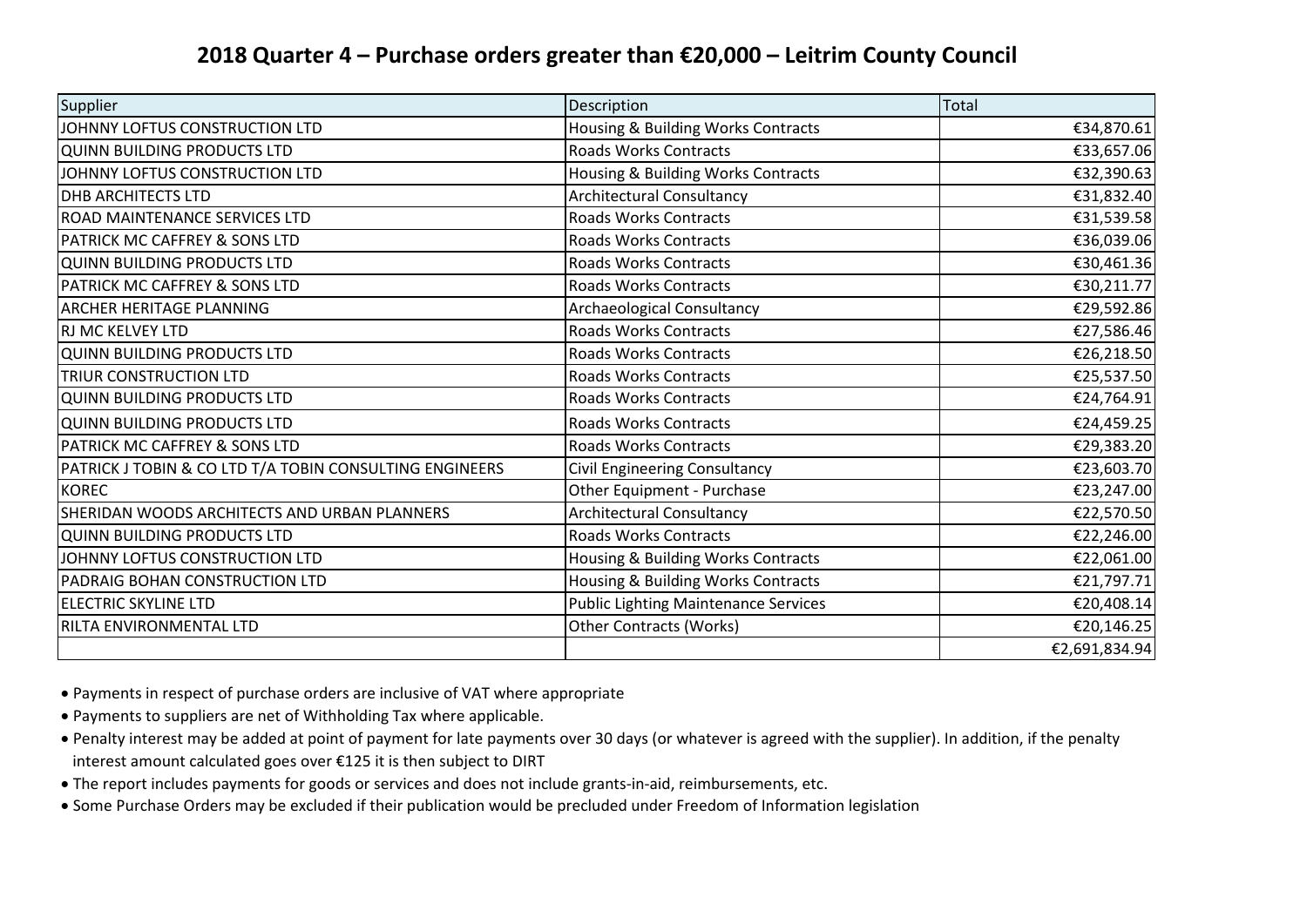## 2018 Quarter 4 – Purchase orders greater than €20,000 – Leitrim County Council

| Supplier | Description | Total |
|---|---|---|
| JOHNNY LOFTUS CONSTRUCTION LTD | Housing & Building Works Contracts | €34,870.61 |
| QUINN BUILDING PRODUCTS LTD | Roads Works Contracts | €33,657.06 |
| JOHNNY LOFTUS CONSTRUCTION LTD | Housing & Building Works Contracts | €32,390.63 |
| DHB ARCHITECTS LTD | Architectural Consultancy | €31,832.40 |
| ROAD MAINTENANCE SERVICES LTD | Roads Works Contracts | €31,539.58 |
| PATRICK MC CAFFREY & SONS LTD | Roads Works Contracts | €36,039.06 |
| QUINN BUILDING PRODUCTS LTD | Roads Works Contracts | €30,461.36 |
| PATRICK MC CAFFREY & SONS LTD | Roads Works Contracts | €30,211.77 |
| ARCHER HERITAGE PLANNING | Archaeological Consultancy | €29,592.86 |
| RJ MC KELVEY LTD | Roads Works Contracts | €27,586.46 |
| QUINN BUILDING PRODUCTS LTD | Roads Works Contracts | €26,218.50 |
| TRIUR CONSTRUCTION LTD | Roads Works Contracts | €25,537.50 |
| QUINN BUILDING PRODUCTS LTD | Roads Works Contracts | €24,764.91 |
| QUINN BUILDING PRODUCTS LTD | Roads Works Contracts | €24,459.25 |
| PATRICK MC CAFFREY & SONS LTD | Roads Works Contracts | €29,383.20 |
| PATRICK J TOBIN & CO LTD T/A TOBIN CONSULTING ENGINEERS | Civil Engineering Consultancy | €23,603.70 |
| KOREC | Other Equipment - Purchase | €23,247.00 |
| SHERIDAN WOODS ARCHITECTS AND URBAN PLANNERS | Architectural Consultancy | €22,570.50 |
| QUINN BUILDING PRODUCTS LTD | Roads Works Contracts | €22,246.00 |
| JOHNNY LOFTUS CONSTRUCTION LTD | Housing & Building Works Contracts | €22,061.00 |
| PADRAIG BOHAN CONSTRUCTION LTD | Housing & Building Works Contracts | €21,797.71 |
| ELECTRIC SKYLINE LTD | Public Lighting Maintenance Services | €20,408.14 |
| RILTA ENVIRONMENTAL LTD | Other Contracts (Works) | €20,146.25 |
| | | €2,691,834.94 |

- Payments in respect of purchase orders are inclusive of VAT where appropriate
- Payments to suppliers are net of Withholding Tax where applicable.
- Penalty interest may be added at point of payment for late payments over 30 days (or whatever is agreed with the supplier). In addition, if the penalty interest amount calculated goes over €125 it is then subject to DIRT
- The report includes payments for goods or services and does not include grants-in-aid, reimbursements, etc.
- Some Purchase Orders may be excluded if their publication would be precluded under Freedom of Information legislation